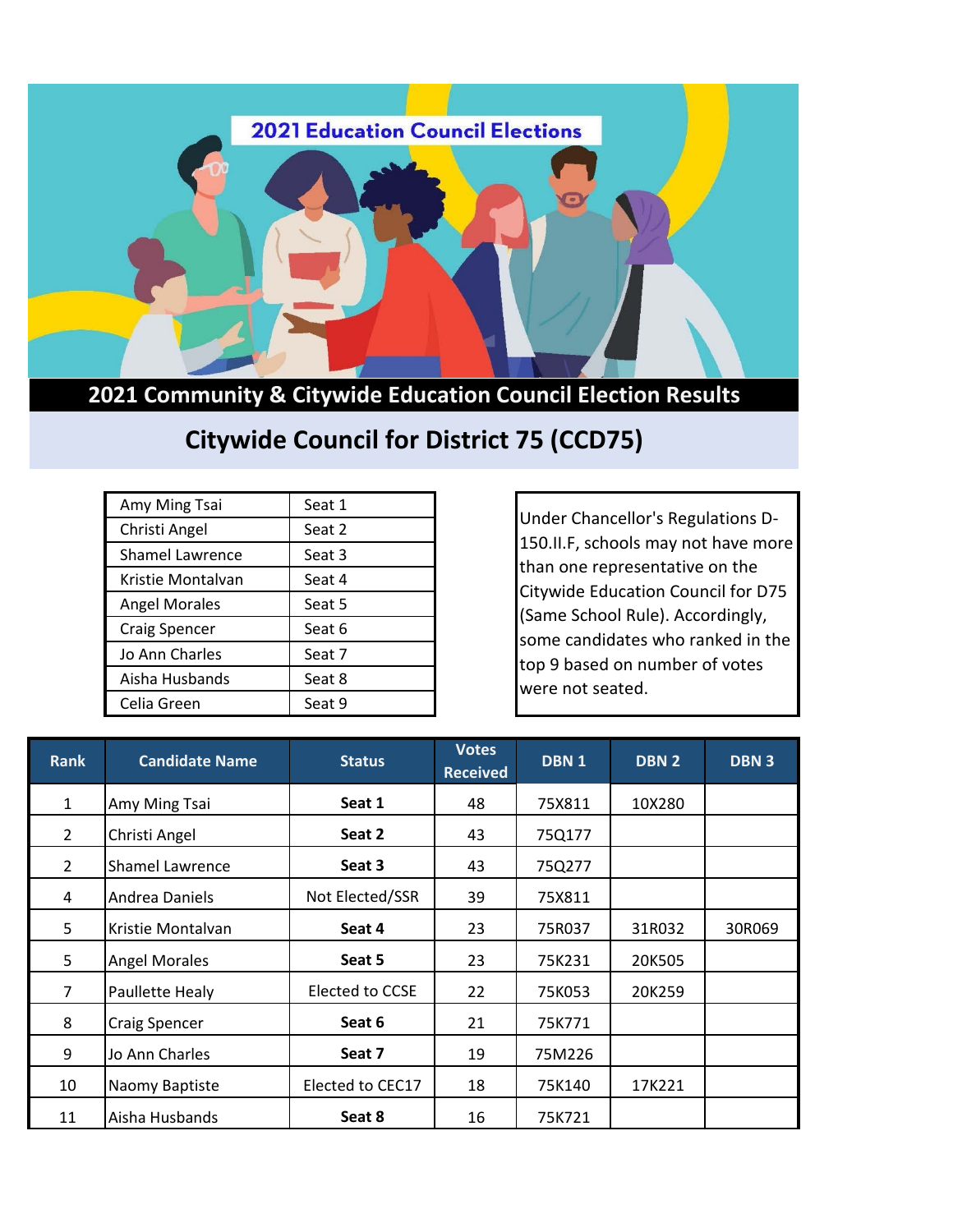# 2021 Education Council Elections

## 2021 Community & Citywide Education Council Election Results

## Citywide Council for District 75 (CCD75)

| | |
|---|---|
| Amy Ming Tsai | Seat 1 |
| Christi Angel | Seat 2 |
| Shamel Lawrence | Seat 3 |
| Kristie Montalvan | Seat 4 |
| Angel Morales | Seat 5 |
| Craig Spencer | Seat 6 |
| Jo Ann Charles | Seat 7 |
| Aisha Husbands | Seat 8 |
| Celia Green | Seat 9 |

Under Chancellor's Regulations D-150.II.F, schools may not have more than one representative on the Citywide Education Council for D75 (Same School Rule). Accordingly, some candidates who ranked in the top 9 based on number of votes were not seated.

| Rank | Candidate Name | Status | Votes Received | DBN 1 | DBN 2 | DBN 3 |
|---|---|---|---|---|---|---|
| 1 | Amy Ming Tsai | **Seat 1** | 48 | 75X811 | 10X280 | |
| 2 | Christi Angel | **Seat 2** | 43 | 75Q177 | | |
| 2 | Shamel Lawrence | **Seat 3** | 43 | 75Q277 | | |
| 4 | Andrea Daniels | Not Elected/SSR | 39 | 75X811 | | |
| 5 | Kristie Montalvan | **Seat 4** | 23 | 75R037 | 31R032 | 30R069 |
| 5 | Angel Morales | **Seat 5** | 23 | 75K231 | 20K505 | |
| 7 | Paullette Healy | Elected to CCSE | 22 | 75K053 | 20K259 | |
| 8 | Craig Spencer | **Seat 6** | 21 | 75K771 | | |
| 9 | Jo Ann Charles | **Seat 7** | 19 | 75M226 | | |
| 10 | Naomy Baptiste | Elected to CEC17 | 18 | 75K140 | 17K221 | |
| 11 | Aisha Husbands | **Seat 8** | 16 | 75K721 | | |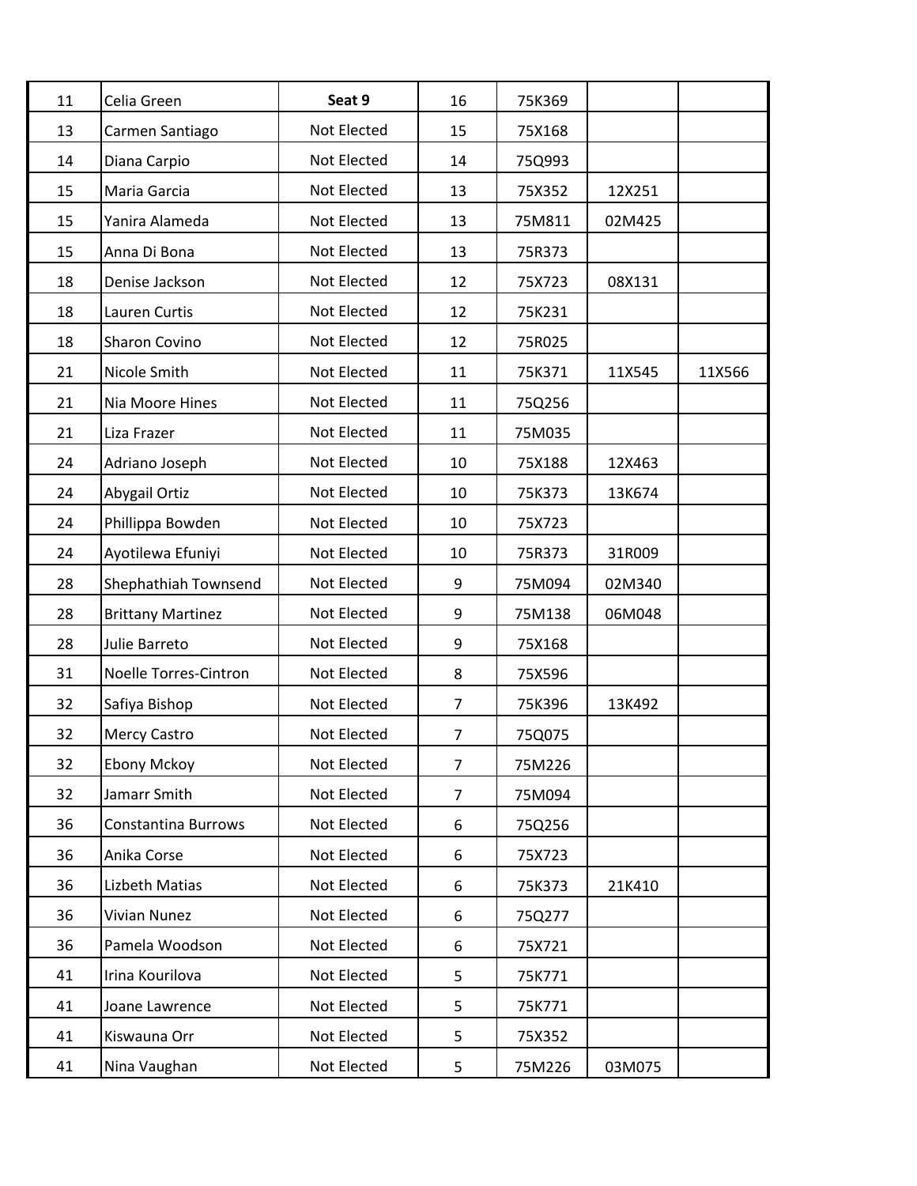| | | | | | | |
|---|---|---|---|---|---|---|
| 11 | Celia Green | **Seat 9** | 16 | 75K369 | | |
| 13 | Carmen Santiago | Not Elected | 15 | 75X168 | | |
| 14 | Diana Carpio | Not Elected | 14 | 75Q993 | | |
| 15 | Maria Garcia | Not Elected | 13 | 75X352 | 12X251 | |
| 15 | Yanira Alameda | Not Elected | 13 | 75M811 | 02M425 | |
| 15 | Anna Di Bona | Not Elected | 13 | 75R373 | | |
| 18 | Denise Jackson | Not Elected | 12 | 75X723 | 08X131 | |
| 18 | Lauren Curtis | Not Elected | 12 | 75K231 | | |
| 18 | Sharon Covino | Not Elected | 12 | 75R025 | | |
| 21 | Nicole Smith | Not Elected | 11 | 75K371 | 11X545 | 11X566 |
| 21 | Nia Moore Hines | Not Elected | 11 | 75Q256 | | |
| 21 | Liza Frazer | Not Elected | 11 | 75M035 | | |
| 24 | Adriano Joseph | Not Elected | 10 | 75X188 | 12X463 | |
| 24 | Abygail Ortiz | Not Elected | 10 | 75K373 | 13K674 | |
| 24 | Phillippa Bowden | Not Elected | 10 | 75X723 | | |
| 24 | Ayotilewa Efuniyi | Not Elected | 10 | 75R373 | 31R009 | |
| 28 | Shephathiah Townsend | Not Elected | 9 | 75M094 | 02M340 | |
| 28 | Brittany Martinez | Not Elected | 9 | 75M138 | 06M048 | |
| 28 | Julie Barreto | Not Elected | 9 | 75X168 | | |
| 31 | Noelle Torres-Cintron | Not Elected | 8 | 75X596 | | |
| 32 | Safiya Bishop | Not Elected | 7 | 75K396 | 13K492 | |
| 32 | Mercy Castro | Not Elected | 7 | 75Q075 | | |
| 32 | Ebony Mckoy | Not Elected | 7 | 75M226 | | |
| 32 | Jamarr Smith | Not Elected | 7 | 75M094 | | |
| 36 | Constantina Burrows | Not Elected | 6 | 75Q256 | | |
| 36 | Anika Corse | Not Elected | 6 | 75X723 | | |
| 36 | Lizbeth Matias | Not Elected | 6 | 75K373 | 21K410 | |
| 36 | Vivian Nunez | Not Elected | 6 | 75Q277 | | |
| 36 | Pamela Woodson | Not Elected | 6 | 75X721 | | |
| 41 | Irina Kourilova | Not Elected | 5 | 75K771 | | |
| 41 | Joane Lawrence | Not Elected | 5 | 75K771 | | |
| 41 | Kiswauna Orr | Not Elected | 5 | 75X352 | | |
| 41 | Nina Vaughan | Not Elected | 5 | 75M226 | 03M075 | |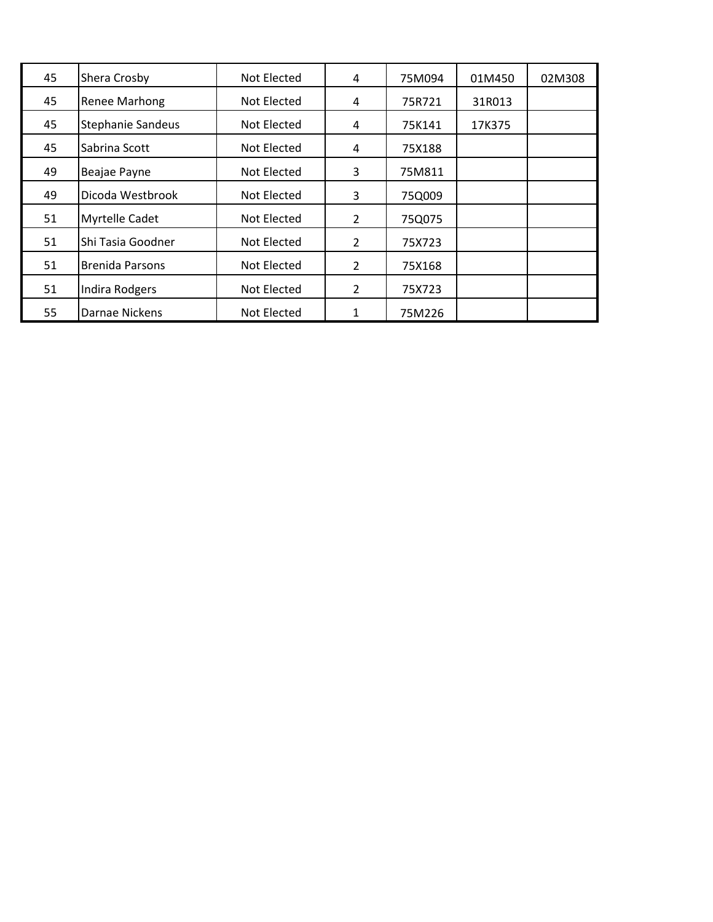| | | | | | | |
|---|---|---|---|---|---|---|
| 45 | Shera Crosby | Not Elected | 4 | 75M094 | 01M450 | 02M308 |
| 45 | Renee Marhong | Not Elected | 4 | 75R721 | 31R013 | |
| 45 | Stephanie Sandeus | Not Elected | 4 | 75K141 | 17K375 | |
| 45 | Sabrina Scott | Not Elected | 4 | 75X188 | | |
| 49 | Beajae Payne | Not Elected | 3 | 75M811 | | |
| 49 | Dicoda Westbrook | Not Elected | 3 | 75Q009 | | |
| 51 | Myrtelle Cadet | Not Elected | 2 | 75Q075 | | |
| 51 | Shi Tasia Goodner | Not Elected | 2 | 75X723 | | |
| 51 | Brenida Parsons | Not Elected | 2 | 75X168 | | |
| 51 | Indira Rodgers | Not Elected | 2 | 75X723 | | |
| 55 | Darnae Nickens | Not Elected | 1 | 75M226 | | |